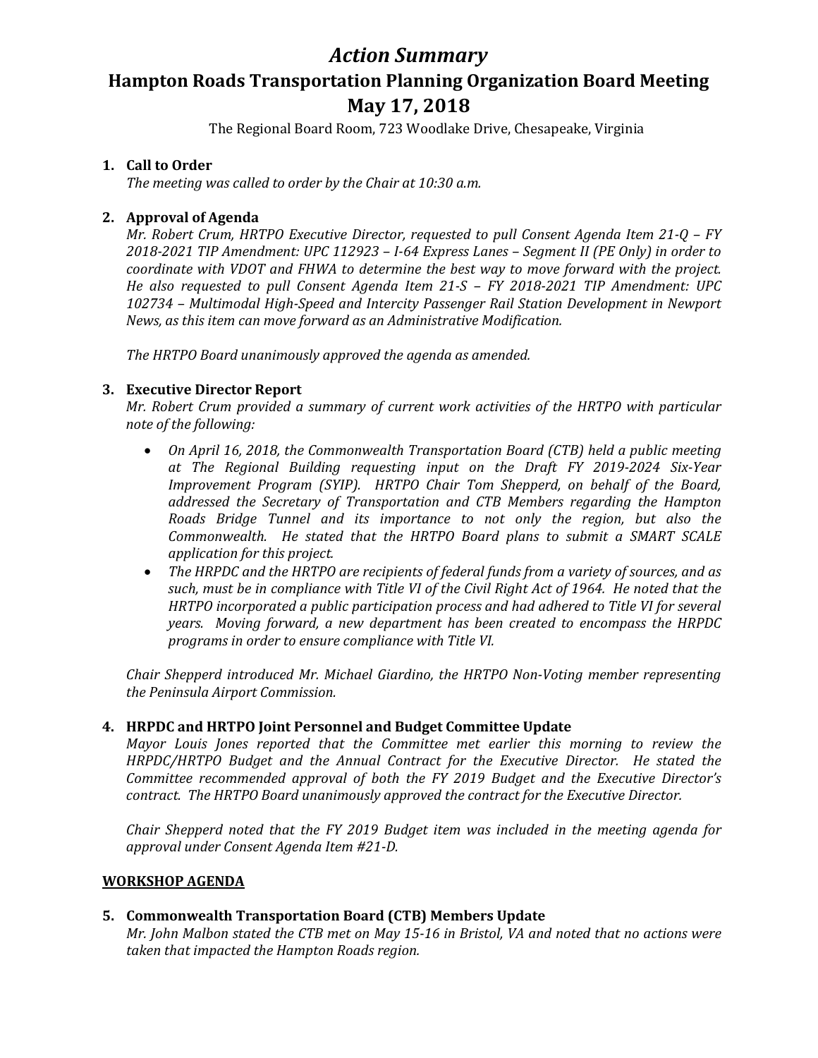# *Action Summary*

# Hampton Roads Transportation Planning Organization Board Meeting May 17, 2018

The Regional Board Room, 723 Woodlake Drive, Chesapeake, Virginia

1. **Call to Order**

   *The meeting was called to order by the Chair at 10:30 a.m.*

2. **Approval of Agenda**

   *Mr. Robert Crum, HRTPO Executive Director, requested to pull Consent Agenda Item 21-Q – FY 2018-2021 TIP Amendment: UPC 112923 – I-64 Express Lanes – Segment II (PE Only) in order to coordinate with VDOT and FHWA to determine the best way to move forward with the project. He also requested to pull Consent Agenda Item 21-S – FY 2018-2021 TIP Amendment: UPC 102734 – Multimodal High-Speed and Intercity Passenger Rail Station Development in Newport News, as this item can move forward as an Administrative Modification.*

   *The HRTPO Board unanimously approved the agenda as amended.*

3. **Executive Director Report**

   *Mr. Robert Crum provided a summary of current work activities of the HRTPO with particular note of the following:*

   - *On April 16, 2018, the Commonwealth Transportation Board (CTB) held a public meeting at The Regional Building requesting input on the Draft FY 2019-2024 Six-Year Improvement Program (SYIP). HRTPO Chair Tom Shepperd, on behalf of the Board, addressed the Secretary of Transportation and CTB Members regarding the Hampton Roads Bridge Tunnel and its importance to not only the region, but also the Commonwealth. He stated that the HRTPO Board plans to submit a SMART SCALE application for this project.*
   - *The HRPDC and the HRTPO are recipients of federal funds from a variety of sources, and as such, must be in compliance with Title VI of the Civil Right Act of 1964. He noted that the HRTPO incorporated a public participation process and had adhered to Title VI for several years. Moving forward, a new department has been created to encompass the HRPDC programs in order to ensure compliance with Title VI.*

   *Chair Shepperd introduced Mr. Michael Giardino, the HRTPO Non-Voting member representing the Peninsula Airport Commission.*

4. **HRPDC and HRTPO Joint Personnel and Budget Committee Update**

   *Mayor Louis Jones reported that the Committee met earlier this morning to review the HRPDC/HRTPO Budget and the Annual Contract for the Executive Director. He stated the Committee recommended approval of both the FY 2019 Budget and the Executive Director's contract. The HRTPO Board unanimously approved the contract for the Executive Director.*

   *Chair Shepperd noted that the FY 2019 Budget item was included in the meeting agenda for approval under Consent Agenda Item #21-D.*

**WORKSHOP AGENDA**

5. **Commonwealth Transportation Board (CTB) Members Update**

   *Mr. John Malbon stated the CTB met on May 15-16 in Bristol, VA and noted that no actions were taken that impacted the Hampton Roads region.*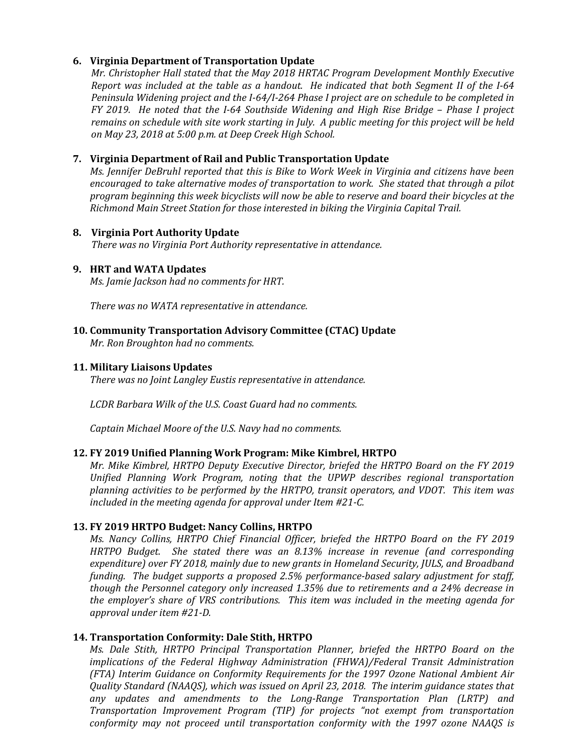**6. Virginia Department of Transportation Update**

*Mr. Christopher Hall stated that the May 2018 HRTAC Program Development Monthly Executive Report was included at the table as a handout. He indicated that both Segment II of the I-64 Peninsula Widening project and the I-64/I-264 Phase I project are on schedule to be completed in FY 2019. He noted that the I-64 Southside Widening and High Rise Bridge – Phase I project remains on schedule with site work starting in July. A public meeting for this project will be held on May 23, 2018 at 5:00 p.m. at Deep Creek High School.*

**7. Virginia Department of Rail and Public Transportation Update**

*Ms. Jennifer DeBruhl reported that this is Bike to Work Week in Virginia and citizens have been encouraged to take alternative modes of transportation to work. She stated that through a pilot program beginning this week bicyclists will now be able to reserve and board their bicycles at the Richmond Main Street Station for those interested in biking the Virginia Capital Trail.*

**8. Virginia Port Authority Update**

*There was no Virginia Port Authority representative in attendance.*

**9. HRT and WATA Updates**

*Ms. Jamie Jackson had no comments for HRT.*

*There was no WATA representative in attendance.*

**10. Community Transportation Advisory Committee (CTAC) Update**

*Mr. Ron Broughton had no comments.*

**11. Military Liaisons Updates**

*There was no Joint Langley Eustis representative in attendance.*

*LCDR Barbara Wilk of the U.S. Coast Guard had no comments.*

*Captain Michael Moore of the U.S. Navy had no comments.*

**12. FY 2019 Unified Planning Work Program: Mike Kimbrel, HRTPO**

*Mr. Mike Kimbrel, HRTPO Deputy Executive Director, briefed the HRTPO Board on the FY 2019 Unified Planning Work Program, noting that the UPWP describes regional transportation planning activities to be performed by the HRTPO, transit operators, and VDOT. This item was included in the meeting agenda for approval under Item #21-C.*

**13. FY 2019 HRTPO Budget: Nancy Collins, HRTPO**

*Ms. Nancy Collins, HRTPO Chief Financial Officer, briefed the HRTPO Board on the FY 2019 HRTPO Budget. She stated there was an 8.13% increase in revenue (and corresponding expenditure) over FY 2018, mainly due to new grants in Homeland Security, JULS, and Broadband funding. The budget supports a proposed 2.5% performance-based salary adjustment for staff, though the Personnel category only increased 1.35% due to retirements and a 24% decrease in the employer's share of VRS contributions. This item was included in the meeting agenda for approval under item #21-D.*

**14. Transportation Conformity: Dale Stith, HRTPO**

*Ms. Dale Stith, HRTPO Principal Transportation Planner, briefed the HRTPO Board on the implications of the Federal Highway Administration (FHWA)/Federal Transit Administration (FTA) Interim Guidance on Conformity Requirements for the 1997 Ozone National Ambient Air Quality Standard (NAAQS), which was issued on April 23, 2018. The interim guidance states that any updates and amendments to the Long-Range Transportation Plan (LRTP) and Transportation Improvement Program (TIP) for projects "not exempt from transportation conformity may not proceed until transportation conformity with the 1997 ozone NAAQS is*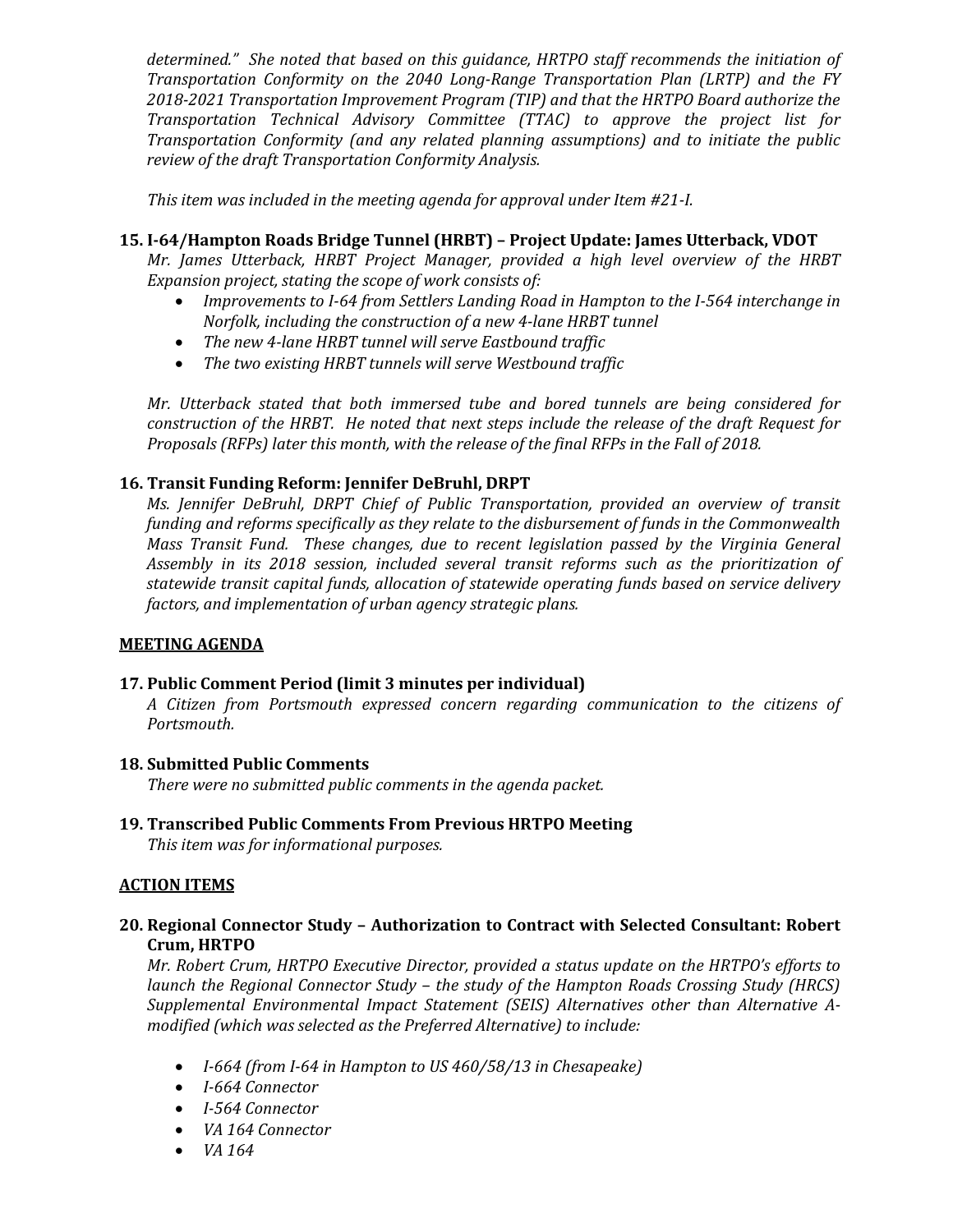*determined." She noted that based on this guidance, HRTPO staff recommends the initiation of Transportation Conformity on the 2040 Long-Range Transportation Plan (LRTP) and the FY 2018-2021 Transportation Improvement Program (TIP) and that the HRTPO Board authorize the Transportation Technical Advisory Committee (TTAC) to approve the project list for Transportation Conformity (and any related planning assumptions) and to initiate the public review of the draft Transportation Conformity Analysis.*

*This item was included in the meeting agenda for approval under Item #21-I.*

**15. I-64/Hampton Roads Bridge Tunnel (HRBT) – Project Update: James Utterback, VDOT**

*Mr. James Utterback, HRBT Project Manager, provided a high level overview of the HRBT Expansion project, stating the scope of work consists of:*

- *Improvements to I-64 from Settlers Landing Road in Hampton to the I-564 interchange in Norfolk, including the construction of a new 4-lane HRBT tunnel*
- *The new 4-lane HRBT tunnel will serve Eastbound traffic*
- *The two existing HRBT tunnels will serve Westbound traffic*

*Mr. Utterback stated that both immersed tube and bored tunnels are being considered for construction of the HRBT. He noted that next steps include the release of the draft Request for Proposals (RFPs) later this month, with the release of the final RFPs in the Fall of 2018.*

**16. Transit Funding Reform: Jennifer DeBruhl, DRPT**

*Ms. Jennifer DeBruhl, DRPT Chief of Public Transportation, provided an overview of transit funding and reforms specifically as they relate to the disbursement of funds in the Commonwealth Mass Transit Fund. These changes, due to recent legislation passed by the Virginia General Assembly in its 2018 session, included several transit reforms such as the prioritization of statewide transit capital funds, allocation of statewide operating funds based on service delivery factors, and implementation of urban agency strategic plans.*

**MEETING AGENDA**

**17. Public Comment Period (limit 3 minutes per individual)**

*A Citizen from Portsmouth expressed concern regarding communication to the citizens of Portsmouth.*

**18. Submitted Public Comments**

*There were no submitted public comments in the agenda packet.*

**19. Transcribed Public Comments From Previous HRTPO Meeting**

*This item was for informational purposes.*

**ACTION ITEMS**

**20. Regional Connector Study – Authorization to Contract with Selected Consultant: Robert Crum, HRTPO**

*Mr. Robert Crum, HRTPO Executive Director, provided a status update on the HRTPO's efforts to launch the Regional Connector Study – the study of the Hampton Roads Crossing Study (HRCS) Supplemental Environmental Impact Statement (SEIS) Alternatives other than Alternative A-modified (which was selected as the Preferred Alternative) to include:*

- *I-664 (from I-64 in Hampton to US 460/58/13 in Chesapeake)*
- *I-664 Connector*
- *I-564 Connector*
- *VA 164 Connector*
- *VA 164*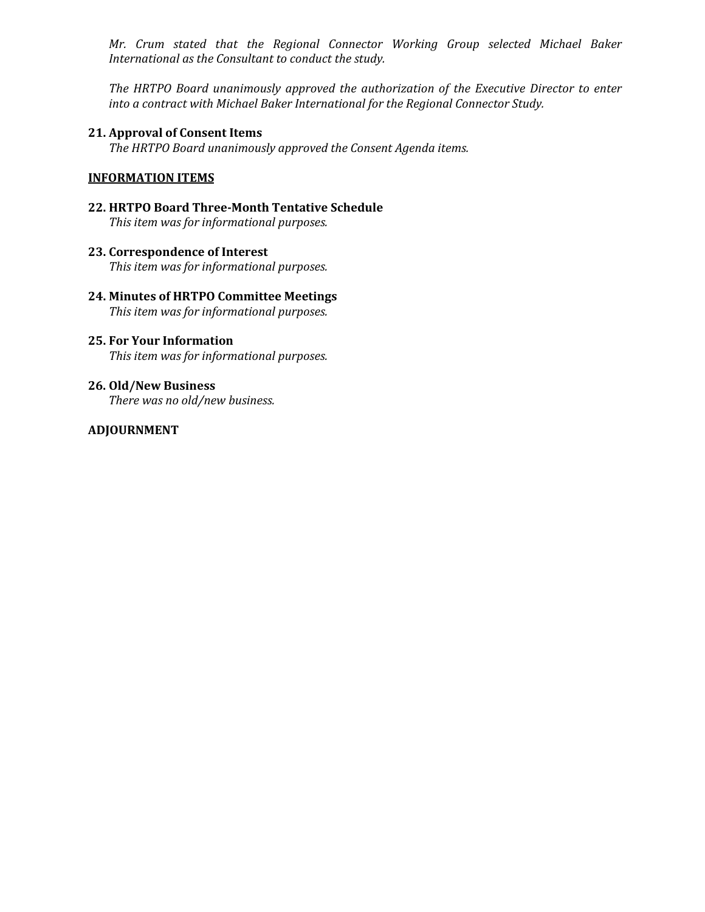*Mr. Crum stated that the Regional Connector Working Group selected Michael Baker International as the Consultant to conduct the study.*

*The HRTPO Board unanimously approved the authorization of the Executive Director to enter into a contract with Michael Baker International for the Regional Connector Study.*

**21. Approval of Consent Items**
*The HRTPO Board unanimously approved the Consent Agenda items.*

**INFORMATION ITEMS**

**22. HRTPO Board Three-Month Tentative Schedule**
*This item was for informational purposes.*

**23. Correspondence of Interest**
*This item was for informational purposes.*

**24. Minutes of HRTPO Committee Meetings**
*This item was for informational purposes.*

**25. For Your Information**
*This item was for informational purposes.*

**26. Old/New Business**
*There was no old/new business.*

**ADJOURNMENT**